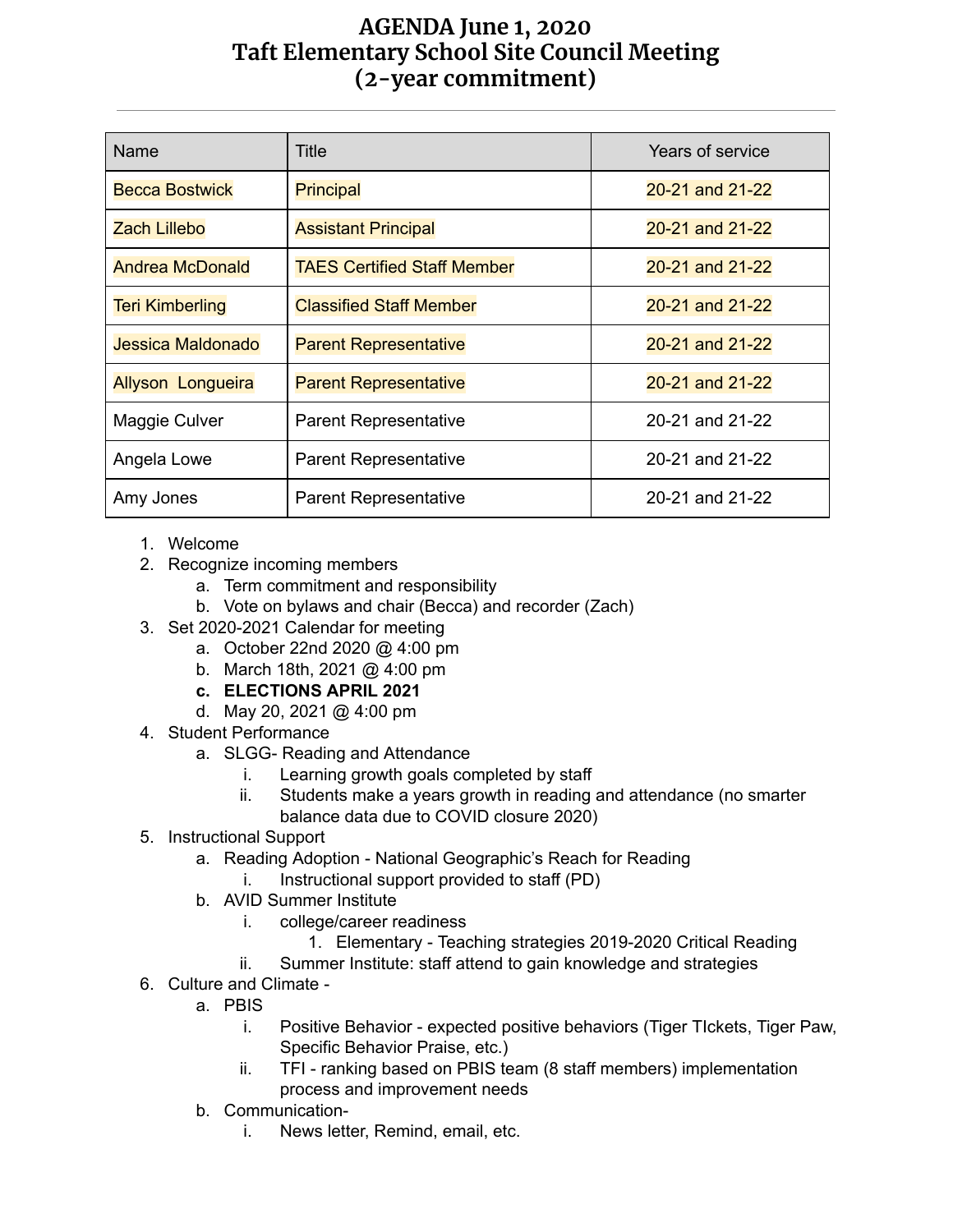# AGENDA June 1, 2020
# Taft Elementary School Site Council Meeting
# (2-year commitment)

---

| Name | Title | Years of service |
|---|---|---|
| Becca Bostwick | Principal | 20-21 and 21-22 |
| Zach Lillebo | Assistant Principal | 20-21 and 21-22 |
| Andrea McDonald | TAES Certified Staff Member | 20-21 and 21-22 |
| Teri Kimberling | Classified Staff Member | 20-21 and 21-22 |
| Jessica Maldonado | Parent Representative | 20-21 and 21-22 |
| Allyson Longueira | Parent Representative | 20-21 and 21-22 |
| Maggie Culver | Parent Representative | 20-21 and 21-22 |
| Angela Lowe | Parent Representative | 20-21 and 21-22 |
| Amy Jones | Parent Representative | 20-21 and 21-22 |

1. Welcome
2. Recognize incoming members
   a. Term commitment and responsibility
   b. Vote on bylaws and chair (Becca) and recorder (Zach)
3. Set 2020-2021 Calendar for meeting
   a. October 22nd 2020 @ 4:00 pm
   b. March 18th, 2021 @ 4:00 pm
   c. **ELECTIONS APRIL 2021**
   d. May 20, 2021 @ 4:00 pm
4. Student Performance
   a. SLGG- Reading and Attendance
      i. Learning growth goals completed by staff
      ii. Students make a years growth in reading and attendance (no smarter balance data due to COVID closure 2020)
5. Instructional Support
   a. Reading Adoption - National Geographic's Reach for Reading
      i. Instructional support provided to staff (PD)
   b. AVID Summer Institute
      i. college/career readiness
         1. Elementary - Teaching strategies 2019-2020 Critical Reading
      ii. Summer Institute: staff attend to gain knowledge and strategies
6. Culture and Climate -
   a. PBIS
      i. Positive Behavior - expected positive behaviors (Tiger TIckets, Tiger Paw, Specific Behavior Praise, etc.)
      ii. TFI - ranking based on PBIS team (8 staff members) implementation process and improvement needs
   b. Communication-
      i. News letter, Remind, email, etc.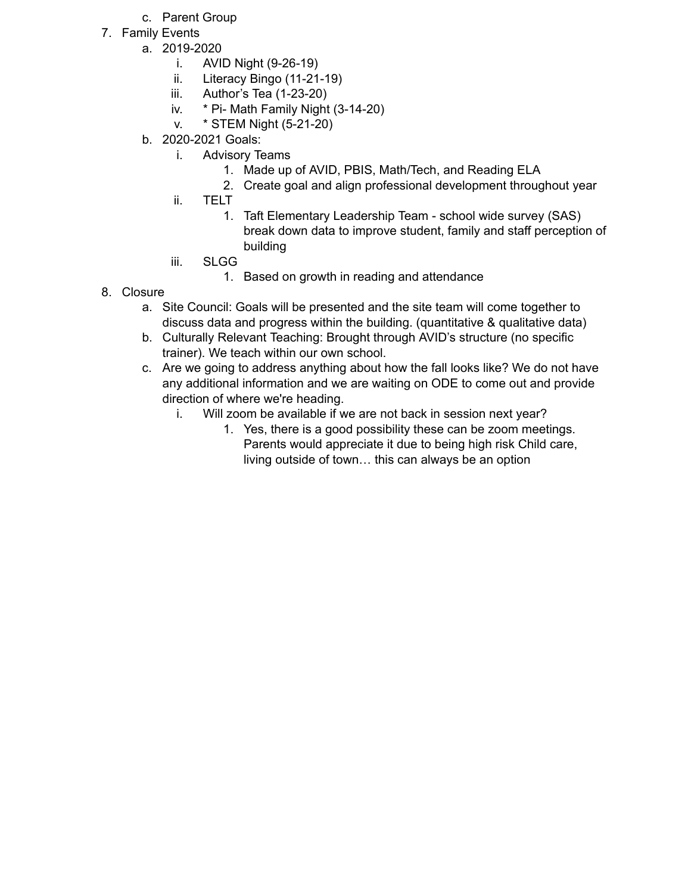c. Parent Group

7. Family Events
   a. 2019-2020
      i. AVID Night (9-26-19)
      ii. Literacy Bingo (11-21-19)
      iii. Author's Tea (1-23-20)
      iv. * Pi- Math Family Night (3-14-20)
      v. * STEM Night (5-21-20)
   b. 2020-2021 Goals:
      i. Advisory Teams
         1. Made up of AVID, PBIS, Math/Tech, and Reading ELA
         2. Create goal and align professional development throughout year
      ii. TELT
         1. Taft Elementary Leadership Team - school wide survey (SAS) break down data to improve student, family and staff perception of building
      iii. SLGG
         1. Based on growth in reading and attendance
8. Closure
   a. Site Council: Goals will be presented and the site team will come together to discuss data and progress within the building. (quantitative & qualitative data)
   b. Culturally Relevant Teaching: Brought through AVID's structure (no specific trainer). We teach within our own school.
   c. Are we going to address anything about how the fall looks like? We do not have any additional information and we are waiting on ODE to come out and provide direction of where we're heading.
      i. Will zoom be available if we are not back in session next year?
         1. Yes, there is a good possibility these can be zoom meetings. Parents would appreciate it due to being high risk Child care, living outside of town… this can always be an option